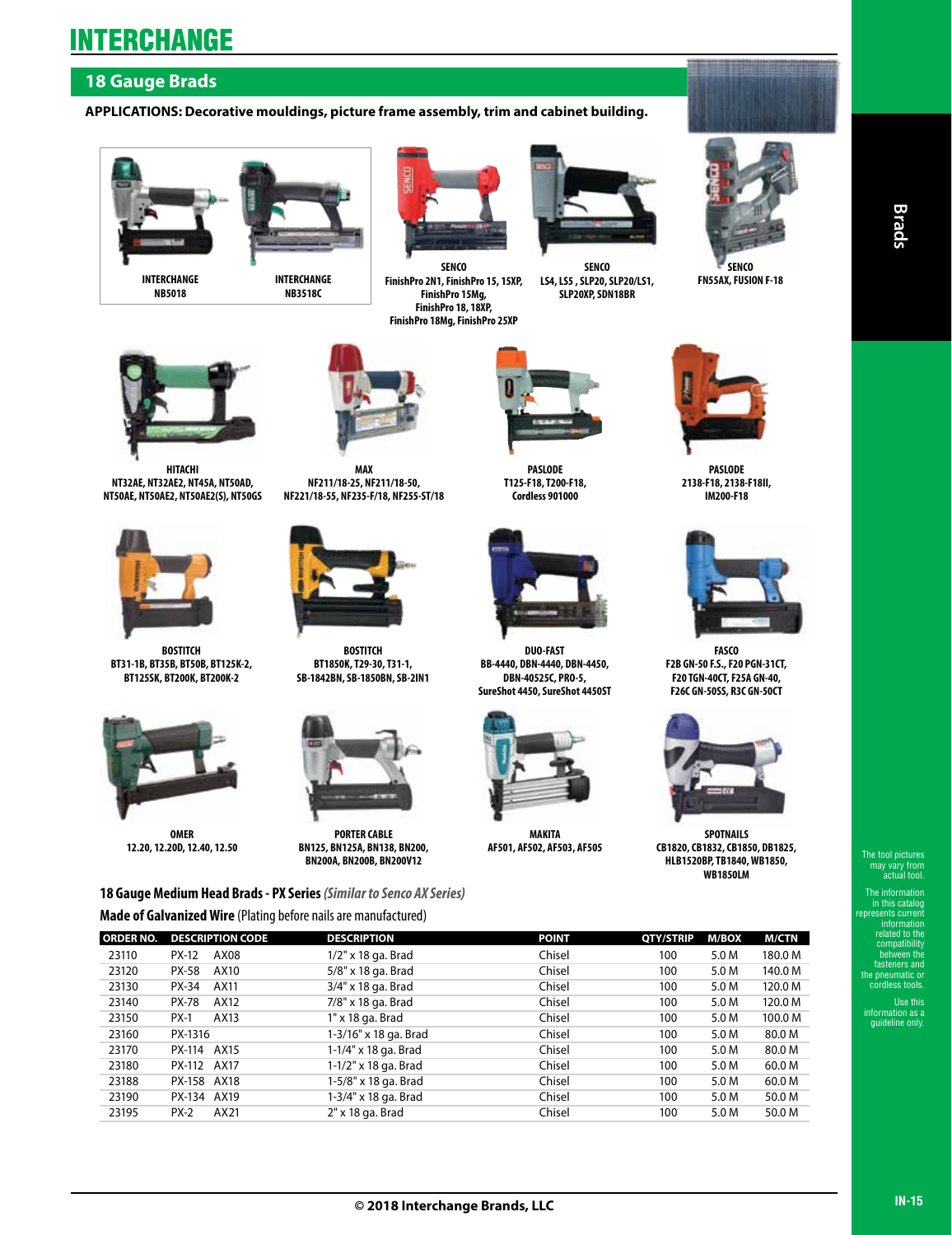# INTERCHANGE

## 18 Gauge Brads

**APPLICATIONS: Decorative mouldings, picture frame assembly, trim and cabinet building.**

**INTERCHANGE**
**NB5018**

**INTERCHANGE**
**NB3518C**

**SENCO**
**FinishPro 2N1, FinishPro 15, 15XP, FinishPro 15Mg, FinishPro 18, 18XP, FinishPro 18Mg, FinishPro 25XP**

**SENCO**
**LS4, LS5 , SLP20, SLP20/LS1, SLP20XP, SDN18BR**

**SENCO**
**FN55AX, FUSION F-18**

**HITACHI**
**NT32AE, NT32AE2, NT45A, NT50AD, NT50AE, NT50AE2, NT50AE2(S), NT50GS**

**MAX**
**NF211/18-25, NF211/18-50, NF221/18-55, NF235-F/18, NF255-ST/18**

**PASLODE**
**T125-F18, T200-F18, Cordless 901000**

**PASLODE**
**2138-F18, 2138-F18II, IM200-F18**

**BOSTITCH**
**BT31-1B, BT35B, BT50B, BT125K-2, BT125SK, BT200K, BT200K-2**

**BOSTITCH**
**BT1850K, T29-30, T31-1, SB-1842BN, SB-1850BN, SB-2IN1**

**DUO-FAST**
**BB-4440, DBN-4440, DBN-4450, DBN-40525C, PRO-5, SureShot 4450, SureShot 4450ST**

**FASCO**
**F2B GN-50 F.S., F20 PGN-31CT, F20 TGN-40CT, F25A GN-40, F26C GN-50SS, R3C GN-50CT**

**OMER**
**12.20, 12.20D, 12.40, 12.50**

**PORTER CABLE**
**BN125, BN125A, BN138, BN200, BN200A, BN200B, BN200V12**

**MAKITA**
**AF501, AF502, AF503, AF505**

**SPOTNAILS**
**CB1820, CB1832, CB1850, DB1825, HLB1520BP, TB1840, WB1850, WB1850LM**

The tool pictures may vary from actual tool.

The information in this catalog represents current information related to the compatibility between the fasteners and the pneumatic or cordless tools.

Use this information as a guideline only.

### 18 Gauge Medium Head Brads - PX Series *(Similar to Senco AX Series)*

**Made of Galvanized Wire** (Plating before nails are manufactured)

| ORDER NO. | DESCRIPTION CODE | | DESCRIPTION | POINT | QTY/STRIP | M/BOX | M/CTN |
|---|---|---|---|---|---|---|---|
| 23110 | PX-12 | AX08 | 1/2" x 18 ga. Brad | Chisel | 100 | 5.0 M | 180.0 M |
| 23120 | PX-58 | AX10 | 5/8" x 18 ga. Brad | Chisel | 100 | 5.0 M | 140.0 M |
| 23130 | PX-34 | AX11 | 3/4" x 18 ga. Brad | Chisel | 100 | 5.0 M | 120.0 M |
| 23140 | PX-78 | AX12 | 7/8" x 18 ga. Brad | Chisel | 100 | 5.0 M | 120.0 M |
| 23150 | PX-1 | AX13 | 1" x 18 ga. Brad | Chisel | 100 | 5.0 M | 100.0 M |
| 23160 | PX-1316 | | 1-3/16" x 18 ga. Brad | Chisel | 100 | 5.0 M | 80.0 M |
| 23170 | PX-114 | AX15 | 1-1/4" x 18 ga. Brad | Chisel | 100 | 5.0 M | 80.0 M |
| 23180 | PX-112 | AX17 | 1-1/2" x 18 ga. Brad | Chisel | 100 | 5.0 M | 60.0 M |
| 23188 | PX-158 | AX18 | 1-5/8" x 18 ga. Brad | Chisel | 100 | 5.0 M | 60.0 M |
| 23190 | PX-134 | AX19 | 1-3/4" x 18 ga. Brad | Chisel | 100 | 5.0 M | 50.0 M |
| 23195 | PX-2 | AX21 | 2" x 18 ga. Brad | Chisel | 100 | 5.0 M | 50.0 M |

© 2018 Interchange Brands, LLC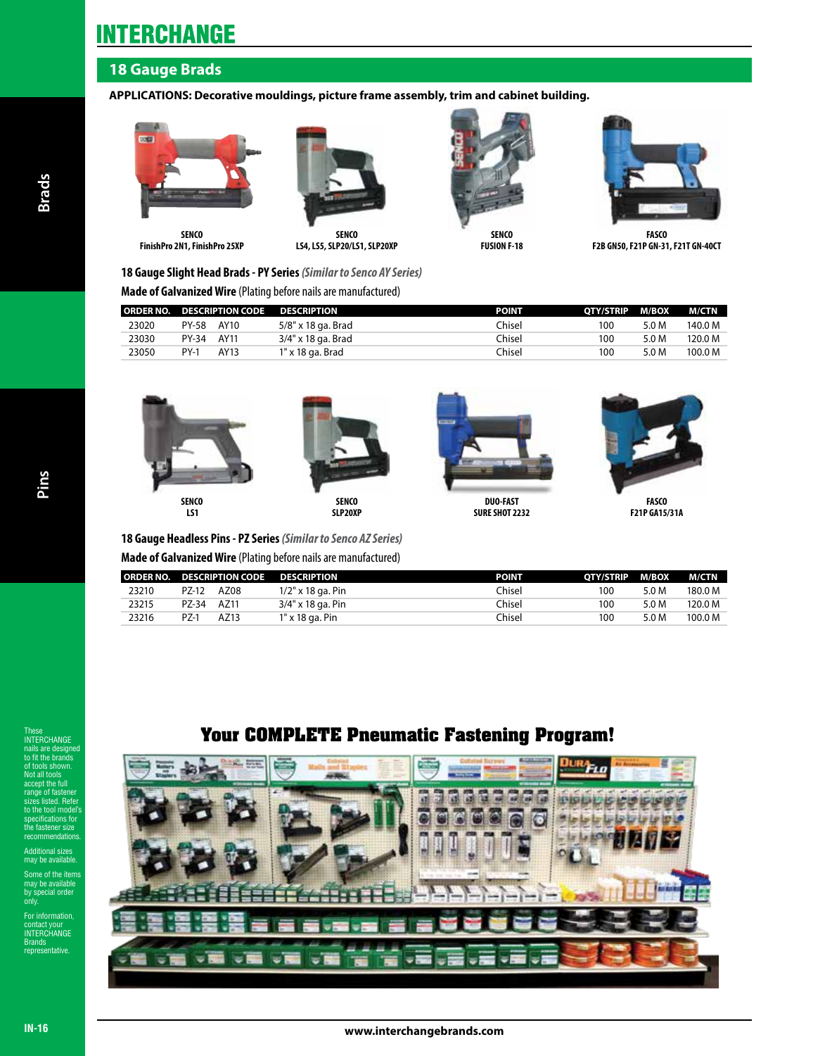# INTERCHANGE

## 18 Gauge Brads

**APPLICATIONS: Decorative mouldings, picture frame assembly, trim and cabinet building.**

**SENCO**
**FinishPro 2N1, FinishPro 25XP**

**SENCO**
**LS4, LS5, SLP20/LS1, SLP20XP**

**SENCO**
**FUSION F-18**

**FASCO**
**F2B GN50, F21P GN-31, F21T GN-40CT**

### 18 Gauge Slight Head Brads - PY Series *(Similar to Senco AY Series)*

**Made of Galvanized Wire** (Plating before nails are manufactured)

| ORDER NO. | DESCRIPTION CODE | | DESCRIPTION | POINT | QTY/STRIP | M/BOX | M/CTN |
|---|---|---|---|---|---|---|---|
| 23020 | PY-58 | AY10 | 5/8" x 18 ga. Brad | Chisel | 100 | 5.0 M | 140.0 M |
| 23030 | PY-34 | AY11 | 3/4" x 18 ga. Brad | Chisel | 100 | 5.0 M | 120.0 M |
| 23050 | PY-1 | AY13 | 1" x 18 ga. Brad | Chisel | 100 | 5.0 M | 100.0 M |

**SENCO**
**LS1**

**SENCO**
**SLP20XP**

**DUO-FAST**
**SURE SHOT 2232**

**FASCO**
**F21P GA15/31A**

### 18 Gauge Headless Pins - PZ Series *(Similar to Senco AZ Series)*

**Made of Galvanized Wire** (Plating before nails are manufactured)

| ORDER NO. | DESCRIPTION CODE | | DESCRIPTION | POINT | QTY/STRIP | M/BOX | M/CTN |
|---|---|---|---|---|---|---|---|
| 23210 | PZ-12 | AZ08 | 1/2" x 18 ga. Pin | Chisel | 100 | 5.0 M | 180.0 M |
| 23215 | PZ-34 | AZ11 | 3/4" x 18 ga. Pin | Chisel | 100 | 5.0 M | 120.0 M |
| 23216 | PZ-1 | AZ13 | 1" x 18 ga. Pin | Chisel | 100 | 5.0 M | 100.0 M |

These INTERCHANGE nails are designed to fit the brands of tools shown. Not all tools accept the full range of fastener sizes listed. Refer to the tool model's specifications for the fastener size recommendations.

Additional sizes may be available.

Some of the items may be available by special order only.

For information, contact your INTERCHANGE Brands representative.

## Your COMPLETE Pneumatic Fastening Program!

www.interchangebrands.com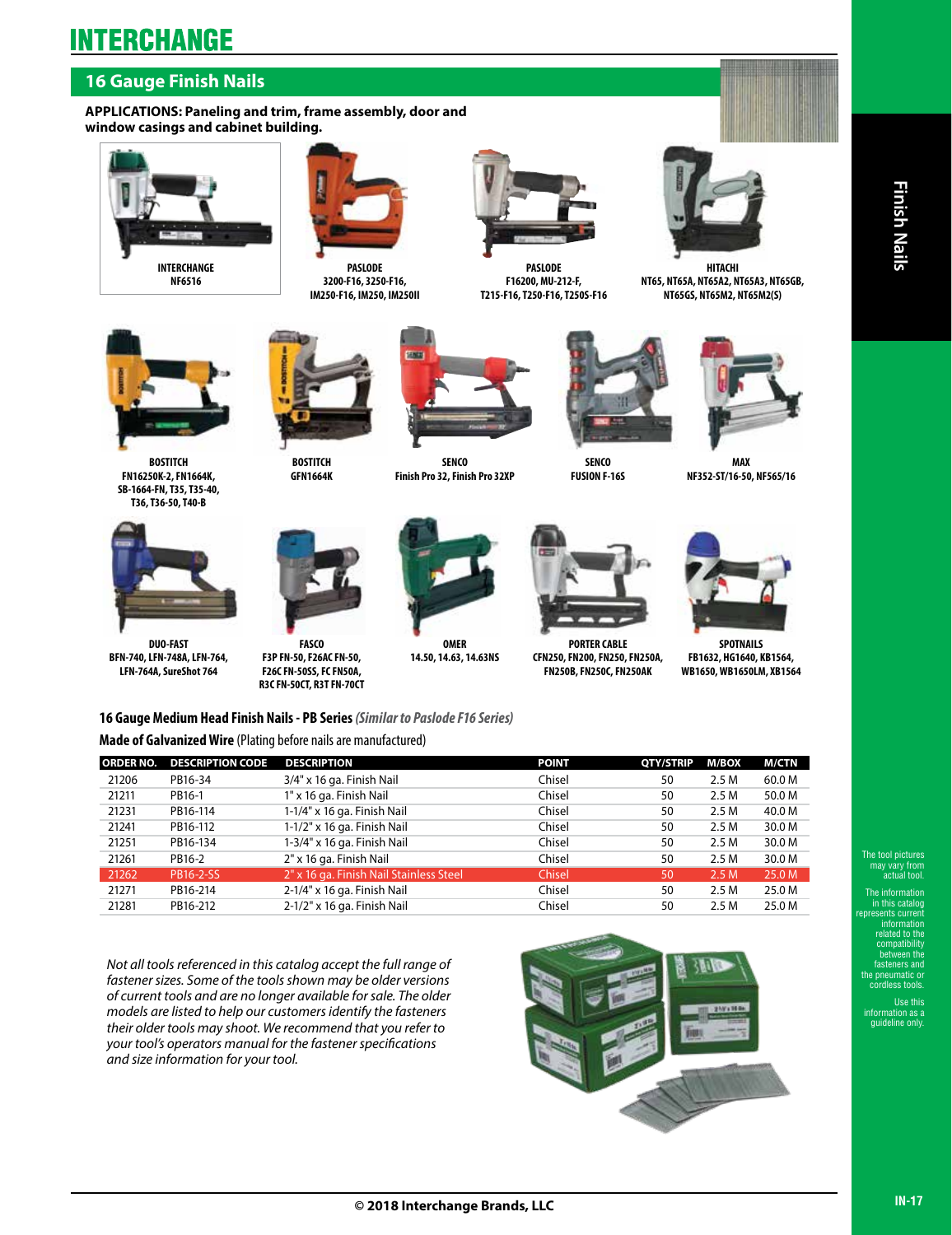# INTERCHANGE

## 16 Gauge Finish Nails

**APPLICATIONS: Paneling and trim, frame assembly, door and window casings and cabinet building.**

**INTERCHANGE**
**NF6516**

**PASLODE**
**3200-F16, 3250-F16, IM250-F16, IM250, IM250II**

**PASLODE**
**F16200, MU-212-F, T215-F16, T250-F16, T250S-F16**

**HITACHI**
**NT65, NT65A, NT65A2, NT65A3, NT65GB, NT65GS, NT65M2, NT65M2(S)**

**BOSTITCH**
**FN16250K-2, FN1664K, SB-1664-FN, T35, T35-40, T36, T36-50, T40-B**

**BOSTITCH**
**GFN1664K**

**SENCO**
**Finish Pro 32, Finish Pro 32XP**

**SENCO**
**FUSION F-16S**

**MAX**
**NF352-ST/16-50, NF565/16**

**DUO-FAST**
**BFN-740, LFN-748A, LFN-764, LFN-764A, SureShot 764**

**FASCO**
**F3P FN-50, F26AC FN-50, F26C FN-50SS, FC FN50A, R3C FN-50CT, R3T FN-70CT**

**OMER**
**14.50, 14.63, 14.63NS**

**PORTER CABLE**
**CFN250, FN200, FN250, FN250A, FN250B, FN250C, FN250AK**

**SPOTNAILS**
**FB1632, HG1640, KB1564, WB1650, WB1650LM, XB1564**

### 16 Gauge Medium Head Finish Nails - PB Series *(Similar to Paslode F16 Series)*

**Made of Galvanized Wire** (Plating before nails are manufactured)

| ORDER NO. | DESCRIPTION CODE | DESCRIPTION | POINT | QTY/STRIP | M/BOX | M/CTN |
|---|---|---|---|---|---|---|
| 21206 | PB16-34 | 3/4" x 16 ga. Finish Nail | Chisel | 50 | 2.5 M | 60.0 M |
| 21211 | PB16-1 | 1" x 16 ga. Finish Nail | Chisel | 50 | 2.5 M | 50.0 M |
| 21231 | PB16-114 | 1-1/4" x 16 ga. Finish Nail | Chisel | 50 | 2.5 M | 40.0 M |
| 21241 | PB16-112 | 1-1/2" x 16 ga. Finish Nail | Chisel | 50 | 2.5 M | 30.0 M |
| 21251 | PB16-134 | 1-3/4" x 16 ga. Finish Nail | Chisel | 50 | 2.5 M | 30.0 M |
| 21261 | PB16-2 | 2" x 16 ga. Finish Nail | Chisel | 50 | 2.5 M | 30.0 M |
| 21262 | PB16-2-SS | 2" x 16 ga. Finish Nail Stainless Steel | Chisel | 50 | 2.5 M | 25.0 M |
| 21271 | PB16-214 | 2-1/4" x 16 ga. Finish Nail | Chisel | 50 | 2.5 M | 25.0 M |
| 21281 | PB16-212 | 2-1/2" x 16 ga. Finish Nail | Chisel | 50 | 2.5 M | 25.0 M |

*Not all tools referenced in this catalog accept the full range of fastener sizes. Some of the tools shown may be older versions of current tools and are no longer available for sale. The older models are listed to help our customers identify the fasteners their older tools may shoot. We recommend that you refer to your tool's operators manual for the fastener specifications and size information for your tool.*

The tool pictures may vary from actual tool.

The information in this catalog represents current information related to the compatibility between the fasteners and the pneumatic or cordless tools.

Use this information as a guideline only.

© 2018 Interchange Brands, LLC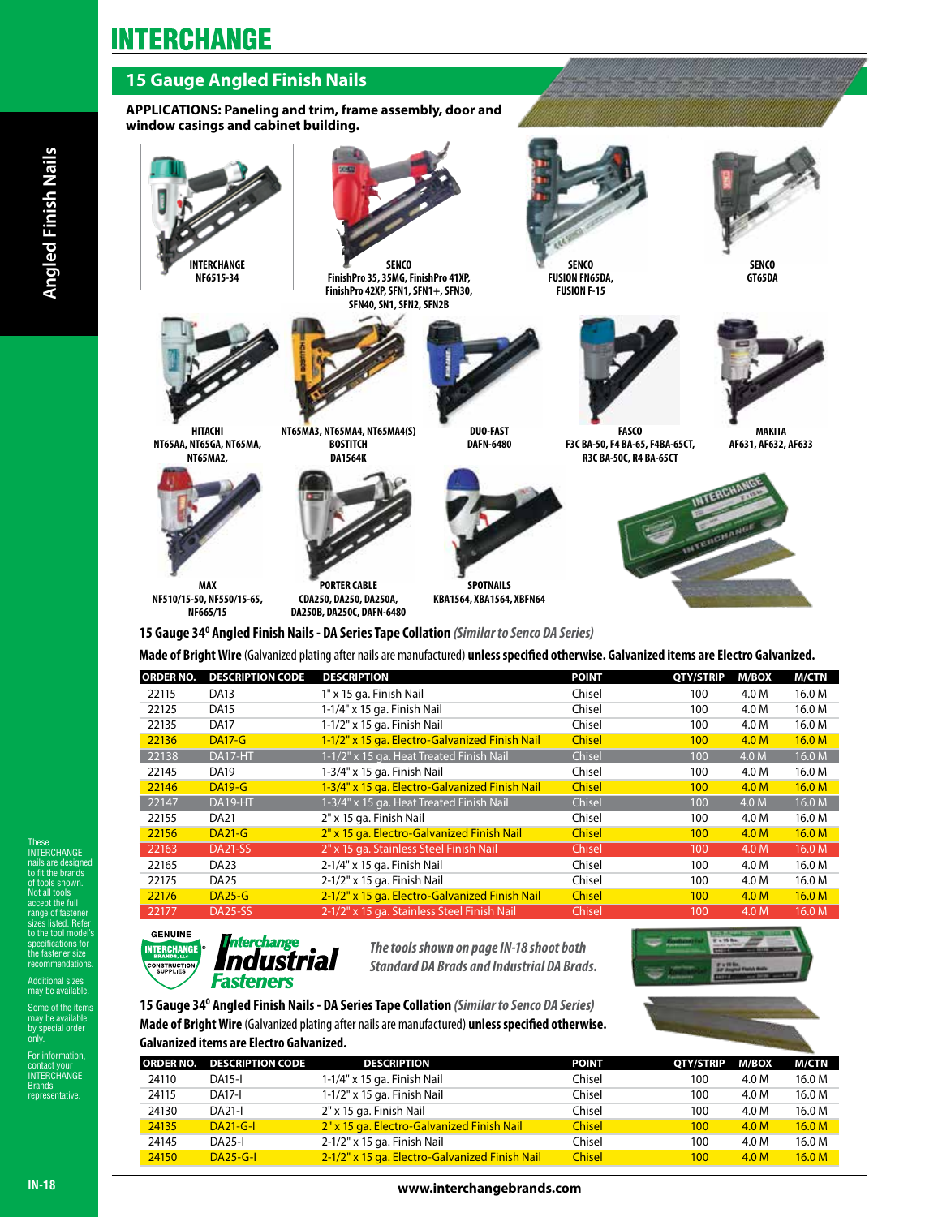# INTERCHANGE

## 15 Gauge Angled Finish Nails

**APPLICATIONS: Paneling and trim, frame assembly, door and window casings and cabinet building.**

**INTERCHANGE** NF6515-34

**SENCO** FinishPro 35, 35MG, FinishPro 41XP, FinishPro 42XP, SFN1, SFN1+, SFN30, SFN40, SN1, SFN2, SFN2B

**SENCO** FUSION FN65DA, FUSION F-15

**SENCO** GT65DA

**HITACHI** NT65AA, NT65GA, NT65MA, NT65MA2, NT65MA3, NT65MA4, NT65MA4(S)

**BOSTITCH** DA1564K

**DUO-FAST** DAFN-6480

**FASCO** F3C BA-50, F4 BA-65, F4BA-65CT, R3C BA-50C, R4 BA-65CT

**MAKITA** AF631, AF632, AF633

**MAX** NF510/15-50, NF550/15-65, NF665/15

**PORTER CABLE** CDA250, DA250, DA250A, DA250B, DA250C, DAFN-6480

**SPOTNAILS** KBA1564, XBA1564, XBFN64

### 15 Gauge 34° Angled Finish Nails - DA Series Tape Collation *(Similar to Senco DA Series)*

**Made of Bright Wire** (Galvanized plating after nails are manufactured) **unless specified otherwise. Galvanized items are Electro Galvanized.**

| ORDER NO. | DESCRIPTION CODE | DESCRIPTION | POINT | QTY/STRIP | M/BOX | M/CTN |
|---|---|---|---|---|---|---|
| 22115 | DA13 | 1" x 15 ga. Finish Nail | Chisel | 100 | 4.0 M | 16.0 M |
| 22125 | DA15 | 1-1/4" x 15 ga. Finish Nail | Chisel | 100 | 4.0 M | 16.0 M |
| 22135 | DA17 | 1-1/2" x 15 ga. Finish Nail | Chisel | 100 | 4.0 M | 16.0 M |
| 22136 | DA17-G | 1-1/2" x 15 ga. Electro-Galvanized Finish Nail | Chisel | 100 | 4.0 M | 16.0 M |
| 22138 | DA17-HT | 1-1/2" x 15 ga. Heat Treated Finish Nail | Chisel | 100 | 4.0 M | 16.0 M |
| 22145 | DA19 | 1-3/4" x 15 ga. Finish Nail | Chisel | 100 | 4.0 M | 16.0 M |
| 22146 | DA19-G | 1-3/4" x 15 ga. Electro-Galvanized Finish Nail | Chisel | 100 | 4.0 M | 16.0 M |
| 22147 | DA19-HT | 1-3/4" x 15 ga. Heat Treated Finish Nail | Chisel | 100 | 4.0 M | 16.0 M |
| 22155 | DA21 | 2" x 15 ga. Finish Nail | Chisel | 100 | 4.0 M | 16.0 M |
| 22156 | DA21-G | 2" x 15 ga. Electro-Galvanized Finish Nail | Chisel | 100 | 4.0 M | 16.0 M |
| 22163 | DA21-SS | 2" x 15 ga. Stainless Steel Finish Nail | Chisel | 100 | 4.0 M | 16.0 M |
| 22165 | DA23 | 2-1/4" x 15 ga. Finish Nail | Chisel | 100 | 4.0 M | 16.0 M |
| 22175 | DA25 | 2-1/2" x 15 ga. Finish Nail | Chisel | 100 | 4.0 M | 16.0 M |
| 22176 | DA25-G | 2-1/2" x 15 ga. Electro-Galvanized Finish Nail | Chisel | 100 | 4.0 M | 16.0 M |
| 22177 | DA25-SS | 2-1/2" x 15 ga. Stainless Steel Finish Nail | Chisel | 100 | 4.0 M | 16.0 M |

*The tools shown on page IN-18 shoot both Standard DA Brads and Industrial DA Brads.*

### 15 Gauge 34° Angled Finish Nails - DA Series Tape Collation *(Similar to Senco DA Series)*

**Made of Bright Wire** (Galvanized plating after nails are manufactured) **unless specified otherwise. Galvanized items are Electro Galvanized.**

| ORDER NO. | DESCRIPTION CODE | DESCRIPTION | POINT | QTY/STRIP | M/BOX | M/CTN |
|---|---|---|---|---|---|---|
| 24110 | DA15-I | 1-1/4" x 15 ga. Finish Nail | Chisel | 100 | 4.0 M | 16.0 M |
| 24115 | DA17-I | 1-1/2" x 15 ga. Finish Nail | Chisel | 100 | 4.0 M | 16.0 M |
| 24130 | DA21-I | 2" x 15 ga. Finish Nail | Chisel | 100 | 4.0 M | 16.0 M |
| 24135 | DA21-G-I | 2" x 15 ga. Electro-Galvanized Finish Nail | Chisel | 100 | 4.0 M | 16.0 M |
| 24145 | DA25-I | 2-1/2" x 15 ga. Finish Nail | Chisel | 100 | 4.0 M | 16.0 M |
| 24150 | DA25-G-I | 2-1/2" x 15 ga. Electro-Galvanized Finish Nail | Chisel | 100 | 4.0 M | 16.0 M |

These INTERCHANGE nails are designed to fit the brands of tools shown. Not all tools accept the full range of fastener sizes listed. Refer to the tool model's specifications for the fastener size recommendations.

Additional sizes may be available.

Some of the items may be available by special order only.

For information, contact your INTERCHANGE Brands representative.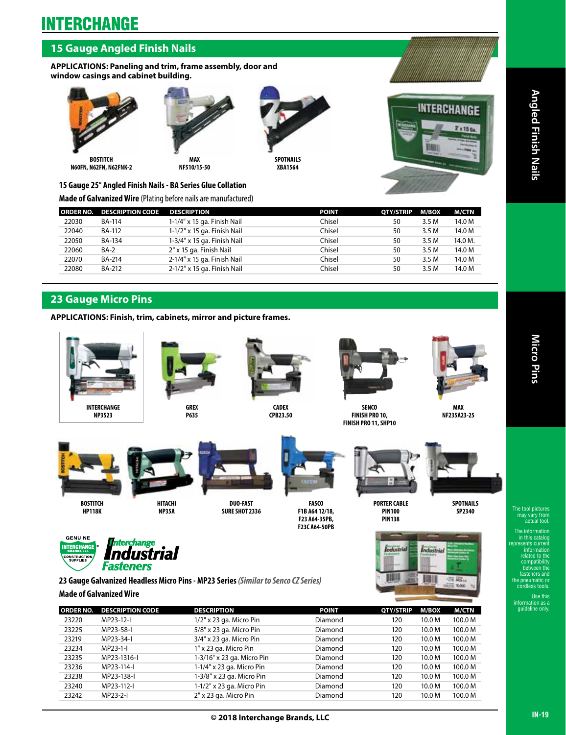# INTERCHANGE

## 15 Gauge Angled Finish Nails

**APPLICATIONS: Paneling and trim, frame assembly, door and window casings and cabinet building.**

**BOSTITCH**
**N60FN, N62FN, N62FNK-2**

**MAX**
**NF510/15-50**

**SPOTNAILS**
**XBA1564**

### 15 Gauge 25° Angled Finish Nails - BA Series Glue Collation

**Made of Galvanized Wire** (Plating before nails are manufactured)

| ORDER NO. | DESCRIPTION CODE | DESCRIPTION | POINT | QTY/STRIP | M/BOX | M/CTN |
|---|---|---|---|---|---|---|
| 22030 | BA-114 | 1-1/4" x 15 ga. Finish Nail | Chisel | 50 | 3.5 M | 14.0 M |
| 22040 | BA-112 | 1-1/2" x 15 ga. Finish Nail | Chisel | 50 | 3.5 M | 14.0 M |
| 22050 | BA-134 | 1-3/4" x 15 ga. Finish Nail | Chisel | 50 | 3.5 M | 14.0 M. |
| 22060 | BA-2 | 2" x 15 ga. Finish Nail | Chisel | 50 | 3.5 M | 14.0 M |
| 22070 | BA-214 | 2-1/4" x 15 ga. Finish Nail | Chisel | 50 | 3.5 M | 14.0 M |
| 22080 | BA-212 | 2-1/2" x 15 ga. Finish Nail | Chisel | 50 | 3.5 M | 14.0 M |

## 23 Gauge Micro Pins

**APPLICATIONS: Finish, trim, cabinets, mirror and picture frames.**

**INTERCHANGE**
**NP3523**

**GREX**
**P635**

**CADEX**
**CPB23.50**

**SENCO**
**FINISH PRO 10, FINISH PRO 11, SHP10**

**MAX**
**NF235A23-25**

**BOSTITCH**
**HP118K**

**HITACHI**
**NP35A**

**DUO-FAST**
**SURE SHOT 2336**

**FASCO**
**F1B A64 12/18, F23 A64-35PB, F23C A64-50PB**

**PORTER CABLE**
**PIN100**
**PIN138**

**SPOTNAILS**
**SP2340**

GENUINE INTERCHANGE BRANDS, LLC CONSTRUCTION SUPPLIES

Interchange Industrial Fasteners

### 23 Gauge Galvanized Headless Micro Pins - MP23 Series *(Similar to Senco CZ Series)*

**Made of Galvanized Wire**

| ORDER NO. | DESCRIPTION CODE | DESCRIPTION | POINT | QTY/STRIP | M/BOX | M/CTN |
|---|---|---|---|---|---|---|
| 23220 | MP23-12-I | 1/2" x 23 ga. Micro Pin | Diamond | 120 | 10.0 M | 100.0 M |
| 23225 | MP23-58-I | 5/8" x 23 ga. Micro Pin | Diamond | 120 | 10.0 M | 100.0 M |
| 23219 | MP23-34-I | 3/4" x 23 ga. Micro Pin | Diamond | 120 | 10.0 M | 100.0 M |
| 23234 | MP23-1-I | 1" x 23 ga. Micro Pin | Diamond | 120 | 10.0 M | 100.0 M |
| 23235 | MP23-1316-I | 1-3/16" x 23 ga. Micro Pin | Diamond | 120 | 10.0 M | 100.0 M |
| 23236 | MP23-114-I | 1-1/4" x 23 ga. Micro Pin | Diamond | 120 | 10.0 M | 100.0 M |
| 23238 | MP23-138-I | 1-3/8" x 23 ga. Micro Pin | Diamond | 120 | 10.0 M | 100.0 M |
| 23240 | MP23-112-I | 1-1/2" x 23 ga. Micro Pin | Diamond | 120 | 10.0 M | 100.0 M |
| 23242 | MP23-2-I | 2" x 23 ga. Micro Pin | Diamond | 120 | 10.0 M | 100.0 M |

The tool pictures may vary from actual tool.

The information in this catalog represents current information related to the compatibility between the fasteners and the pneumatic or cordless tools.

Use this information as a guideline only.

© 2018 Interchange Brands, LLC